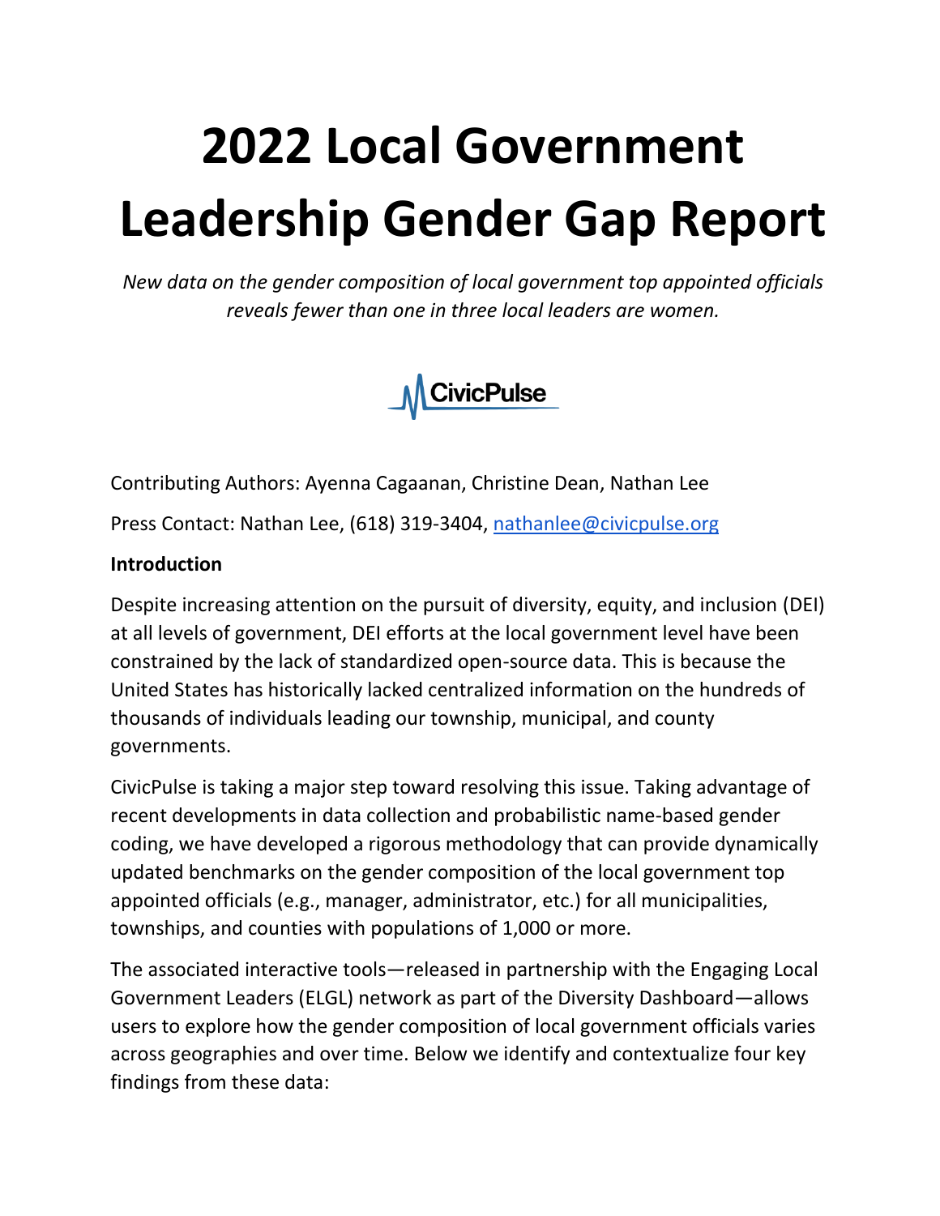# 2022 Local Government Leadership Gender Gap Report

*New data on the gender composition of local government top appointed officials reveals fewer than one in three local leaders are women.*

CivicPulse

Contributing Authors: Ayenna Cagaanan, Christine Dean, Nathan Lee

Press Contact: Nathan Lee, (618) 319-3404, nathanlee@civicpulse.org

**Introduction**

Despite increasing attention on the pursuit of diversity, equity, and inclusion (DEI) at all levels of government, DEI efforts at the local government level have been constrained by the lack of standardized open-source data. This is because the United States has historically lacked centralized information on the hundreds of thousands of individuals leading our township, municipal, and county governments.

CivicPulse is taking a major step toward resolving this issue. Taking advantage of recent developments in data collection and probabilistic name-based gender coding, we have developed a rigorous methodology that can provide dynamically updated benchmarks on the gender composition of the local government top appointed officials (e.g., manager, administrator, etc.) for all municipalities, townships, and counties with populations of 1,000 or more.

The associated interactive tools—released in partnership with the Engaging Local Government Leaders (ELGL) network as part of the Diversity Dashboard—allows users to explore how the gender composition of local government officials varies across geographies and over time. Below we identify and contextualize four key findings from these data: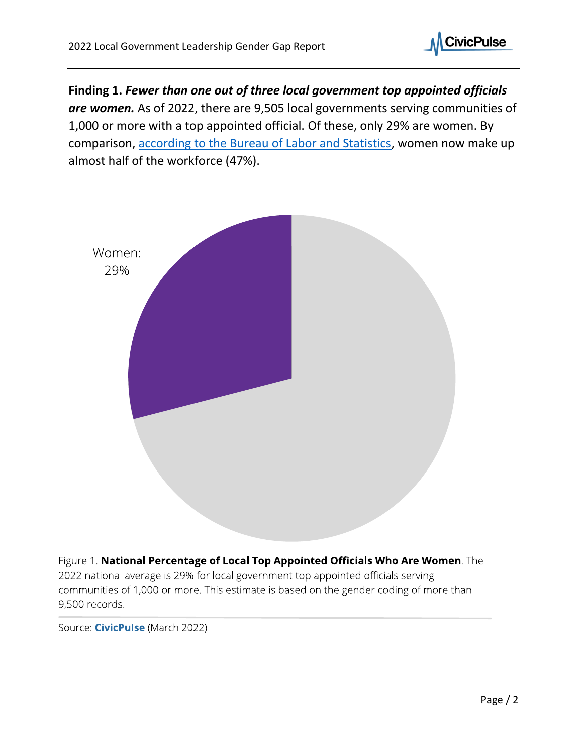**Finding 1. *Fewer than one out of three local government top appointed officials are women.*** As of 2022, there are 9,505 local governments serving communities of 1,000 or more with a top appointed official. Of these, only 29% are women. By comparison, [according to the Bureau of Labor and Statistics](), women now make up almost half of the workforce (47%).

Women: 29%

Figure 1. **National Percentage of Local Top Appointed Officials Who Are Women**. The 2022 national average is 29% for local government top appointed officials serving communities of 1,000 or more. This estimate is based on the gender coding of more than 9,500 records.

Source: **CivicPulse** (March 2022)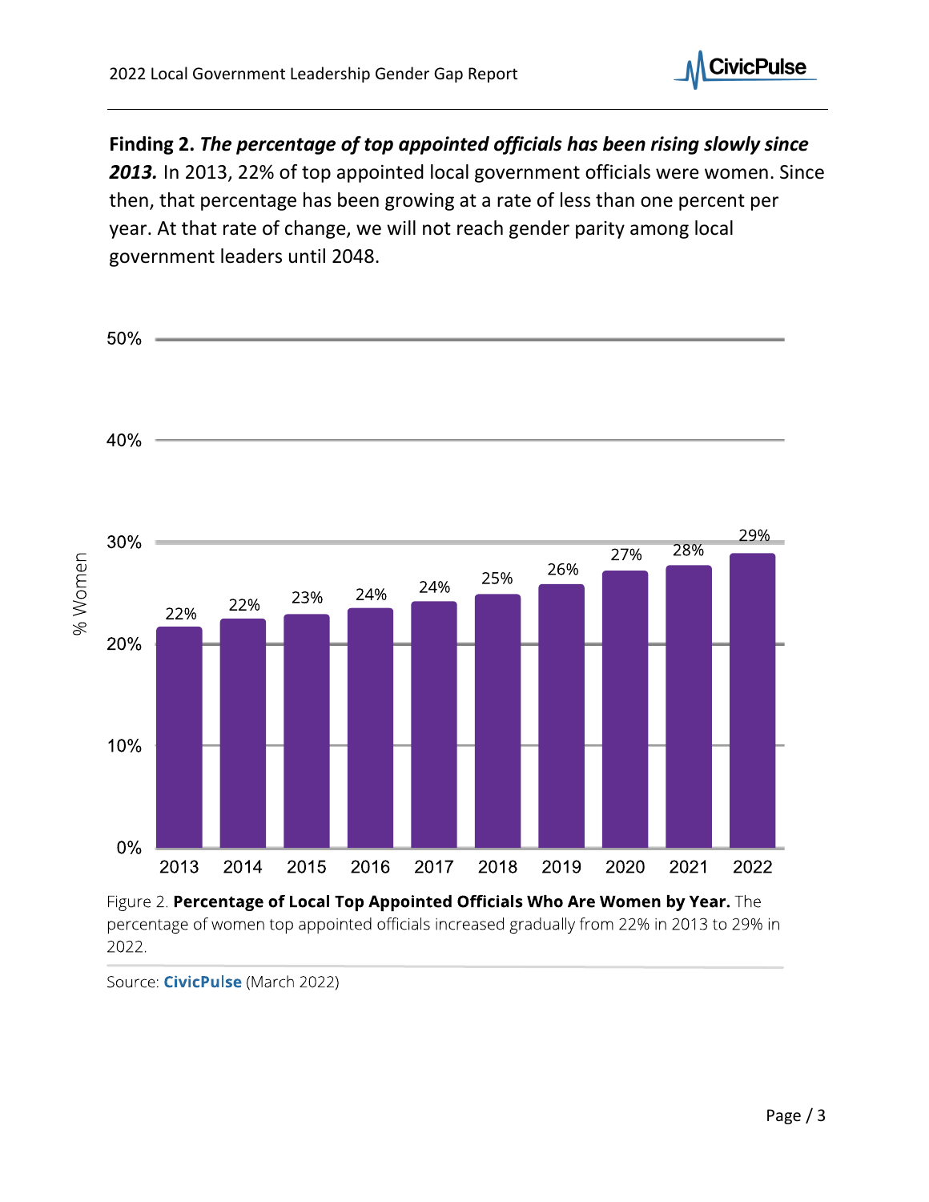**Finding 2.** ***The percentage of top appointed officials has been rising slowly since 2013.*** In 2013, 22% of top appointed local government officials were women. Since then, that percentage has been growing at a rate of less than one percent per year. At that rate of change, we will not reach gender parity among local government leaders until 2048.

| Year | % Women |
|---|---|
| 2013 | 22% |
| 2014 | 22% |
| 2015 | 23% |
| 2016 | 24% |
| 2017 | 24% |
| 2018 | 25% |
| 2019 | 26% |
| 2020 | 27% |
| 2021 | 28% |
| 2022 | 29% |

Figure 2. **Percentage of Local Top Appointed Officials Who Are Women by Year.** The percentage of women top appointed officials increased gradually from 22% in 2013 to 29% in 2022.

Source: **CivicPulse** (March 2022)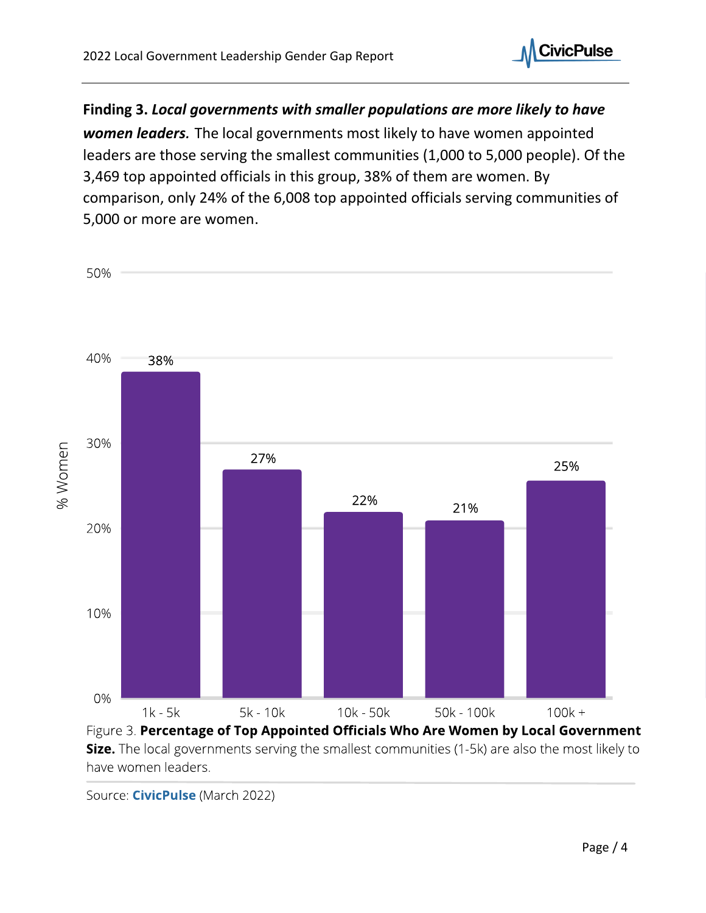**Finding 3. *Local governments with smaller populations are more likely to have women leaders.*** The local governments most likely to have women appointed leaders are those serving the smallest communities (1,000 to 5,000 people). Of the 3,469 top appointed officials in this group, 38% of them are women. By comparison, only 24% of the 6,008 top appointed officials serving communities of 5,000 or more are women.

| Local Government Size | % Women |
| --- | --- |
| 1k - 5k | 38% |
| 5k - 10k | 27% |
| 10k - 50k | 22% |
| 50k - 100k | 21% |
| 100k + | 25% |

Figure 3. **Percentage of Top Appointed Officials Who Are Women by Local Government Size.** The local governments serving the smallest communities (1-5k) are also the most likely to have women leaders.

Source: **CivicPulse** (March 2022)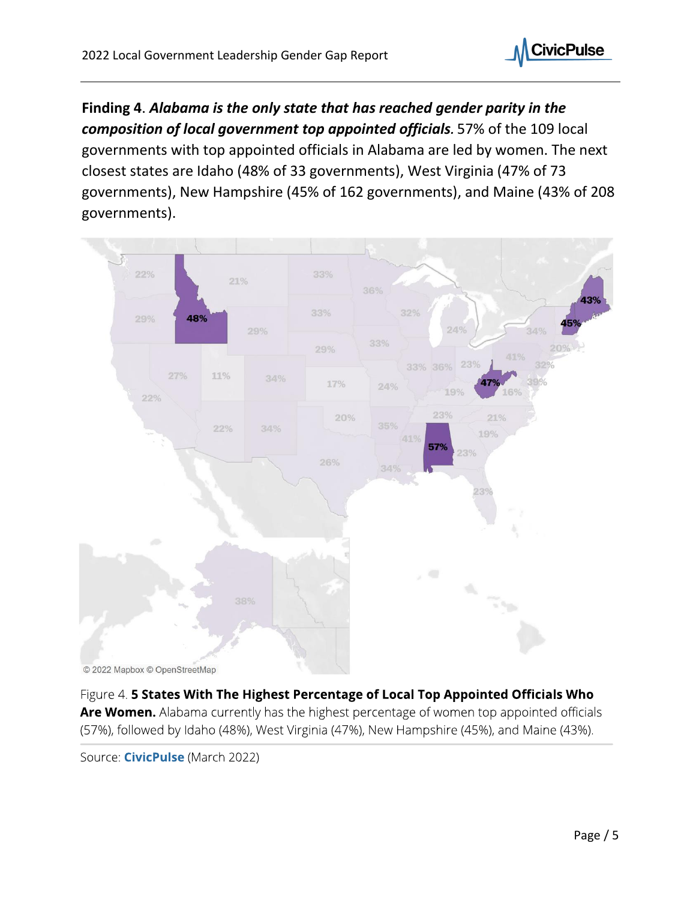**Finding 4**. ***Alabama is the only state that has reached gender parity in the composition of local government top appointed officials.*** 57% of the 109 local governments with top appointed officials in Alabama are led by women. The next closest states are Idaho (48% of 33 governments), West Virginia (47% of 73 governments), New Hampshire (45% of 162 governments), and Maine (43% of 208 governments).

Figure 4. **5 States With The Highest Percentage of Local Top Appointed Officials Who Are Women.** Alabama currently has the highest percentage of women top appointed officials (57%), followed by Idaho (48%), West Virginia (47%), New Hampshire (45%), and Maine (43%).

Source: **CivicPulse** (March 2022)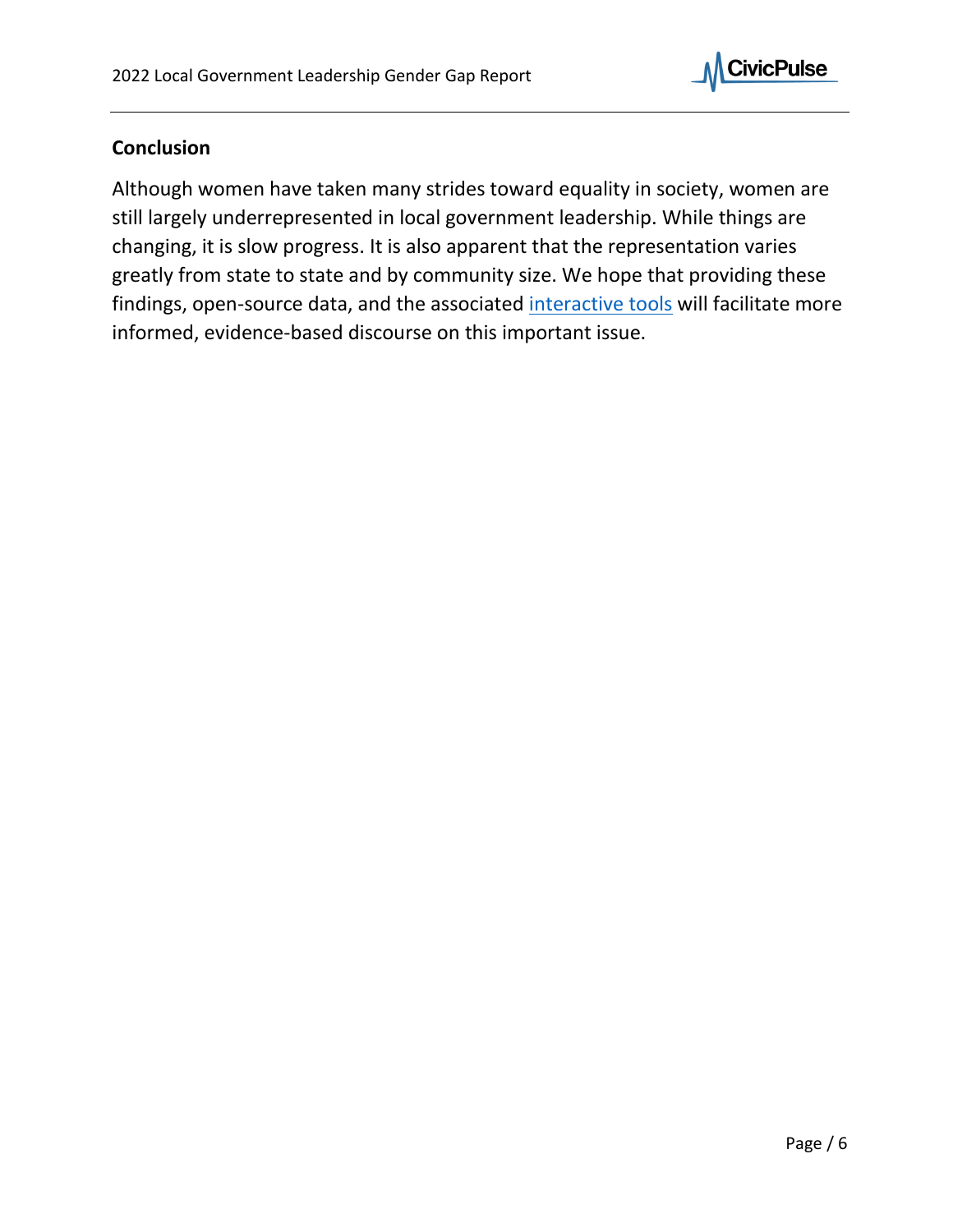## Conclusion

Although women have taken many strides toward equality in society, women are still largely underrepresented in local government leadership. While things are changing, it is slow progress. It is also apparent that the representation varies greatly from state to state and by community size. We hope that providing these findings, open-source data, and the associated interactive tools will facilitate more informed, evidence-based discourse on this important issue.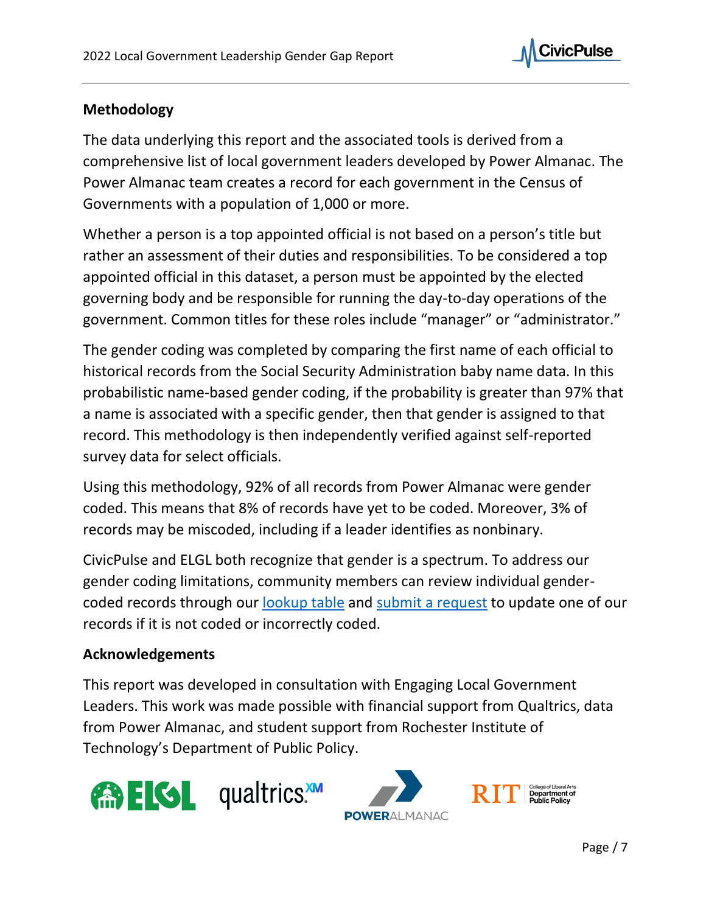## Methodology

The data underlying this report and the associated tools is derived from a comprehensive list of local government leaders developed by Power Almanac. The Power Almanac team creates a record for each government in the Census of Governments with a population of 1,000 or more.

Whether a person is a top appointed official is not based on a person's title but rather an assessment of their duties and responsibilities. To be considered a top appointed official in this dataset, a person must be appointed by the elected governing body and be responsible for running the day-to-day operations of the government. Common titles for these roles include "manager" or "administrator."

The gender coding was completed by comparing the first name of each official to historical records from the Social Security Administration baby name data. In this probabilistic name-based gender coding, if the probability is greater than 97% that a name is associated with a specific gender, then that gender is assigned to that record. This methodology is then independently verified against self-reported survey data for select officials.

Using this methodology, 92% of all records from Power Almanac were gender coded. This means that 8% of records have yet to be coded. Moreover, 3% of records may be miscoded, including if a leader identifies as nonbinary.

CivicPulse and ELGL both recognize that gender is a spectrum. To address our gender coding limitations, community members can review individual gender-coded records through our lookup table and submit a request to update one of our records if it is not coded or incorrectly coded.

## Acknowledgements

This report was developed in consultation with Engaging Local Government Leaders. This work was made possible with financial support from Qualtrics, data from Power Almanac, and student support from Rochester Institute of Technology's Department of Public Policy.